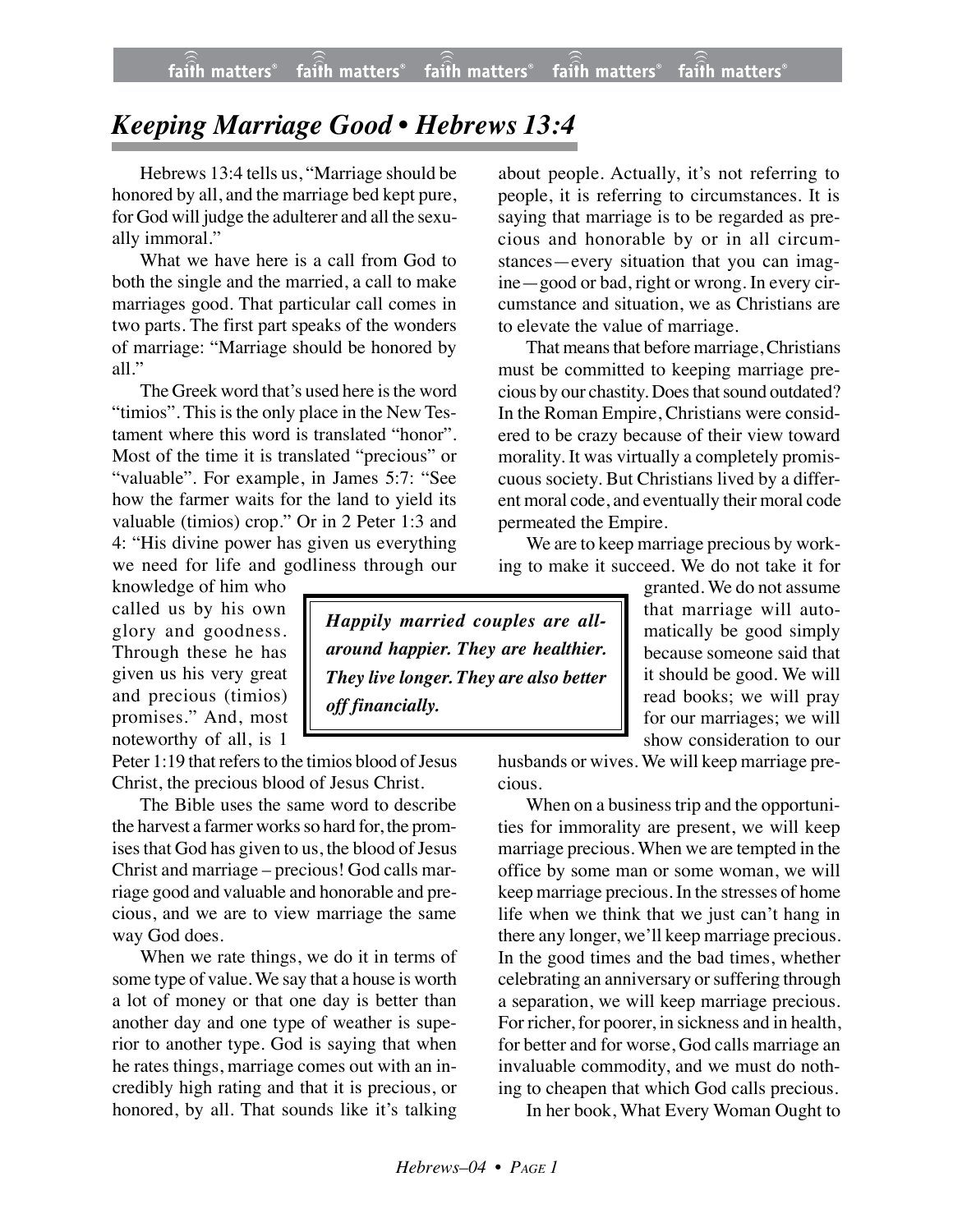# *Keeping Marriage Good • Hebrews 13:4*

Hebrews 13:4 tells us, "Marriage should be honored by all, and the marriage bed kept pure, for God will judge the adulterer and all the sexually immoral."

What we have here is a call from God to both the single and the married, a call to make marriages good. That particular call comes in two parts. The first part speaks of the wonders of marriage: "Marriage should be honored by all."

The Greek word that's used here is the word "timios". This is the only place in the New Testament where this word is translated "honor". Most of the time it is translated "precious" or "valuable". For example, in James 5:7: "See how the farmer waits for the land to yield its valuable (timios) crop." Or in 2 Peter 1:3 and 4: "His divine power has given us everything we need for life and godliness through our knowledge of him who called us by his own glory and goodness. Through these he has given us his very great and precious (timios) promises." And, most noteworthy of all, is 1 Peter 1:19 that refers to the timios blood of Jesus Christ, the precious blood of Jesus Christ.

The Bible uses the same word to describe the harvest a farmer works so hard for, the promises that God has given to us, the blood of Jesus Christ and marriage – precious! God calls marriage good and valuable and honorable and precious, and we are to view marriage the same way God does.

When we rate things, we do it in terms of some type of value. We say that a house is worth a lot of money or that one day is better than another day and one type of weather is superior to another type. God is saying that when he rates things, marriage comes out with an incredibly high rating and that it is precious, or honored, by all. That sounds like it's talking about people. Actually, it's not referring to people, it is referring to circumstances. It is saying that marriage is to be regarded as precious and honorable by or in all circumstances—every situation that you can imagine—good or bad, right or wrong. In every circumstance and situation, we as Christians are to elevate the value of marriage.

That means that before marriage, Christians must be committed to keeping marriage precious by our chastity. Does that sound outdated? In the Roman Empire, Christians were considered to be crazy because of their view toward morality. It was virtually a completely promiscuous society. But Christians lived by a different moral code, and eventually their moral code permeated the Empire.

> ***Happily married couples are all-around happier. They are healthier. They live longer. They are also better off financially.***

We are to keep marriage precious by working to make it succeed. We do not take it for granted. We do not assume that marriage will automatically be good simply because someone said that it should be good. We will read books; we will pray for our marriages; we will show consideration to our husbands or wives. We will keep marriage precious.

When on a business trip and the opportunities for immorality are present, we will keep marriage precious. When we are tempted in the office by some man or some woman, we will keep marriage precious. In the stresses of home life when we think that we just can't hang in there any longer, we'll keep marriage precious. In the good times and the bad times, whether celebrating an anniversary or suffering through a separation, we will keep marriage precious. For richer, for poorer, in sickness and in health, for better and for worse, God calls marriage an invaluable commodity, and we must do nothing to cheapen that which God calls precious.

In her book, What Every Woman Ought to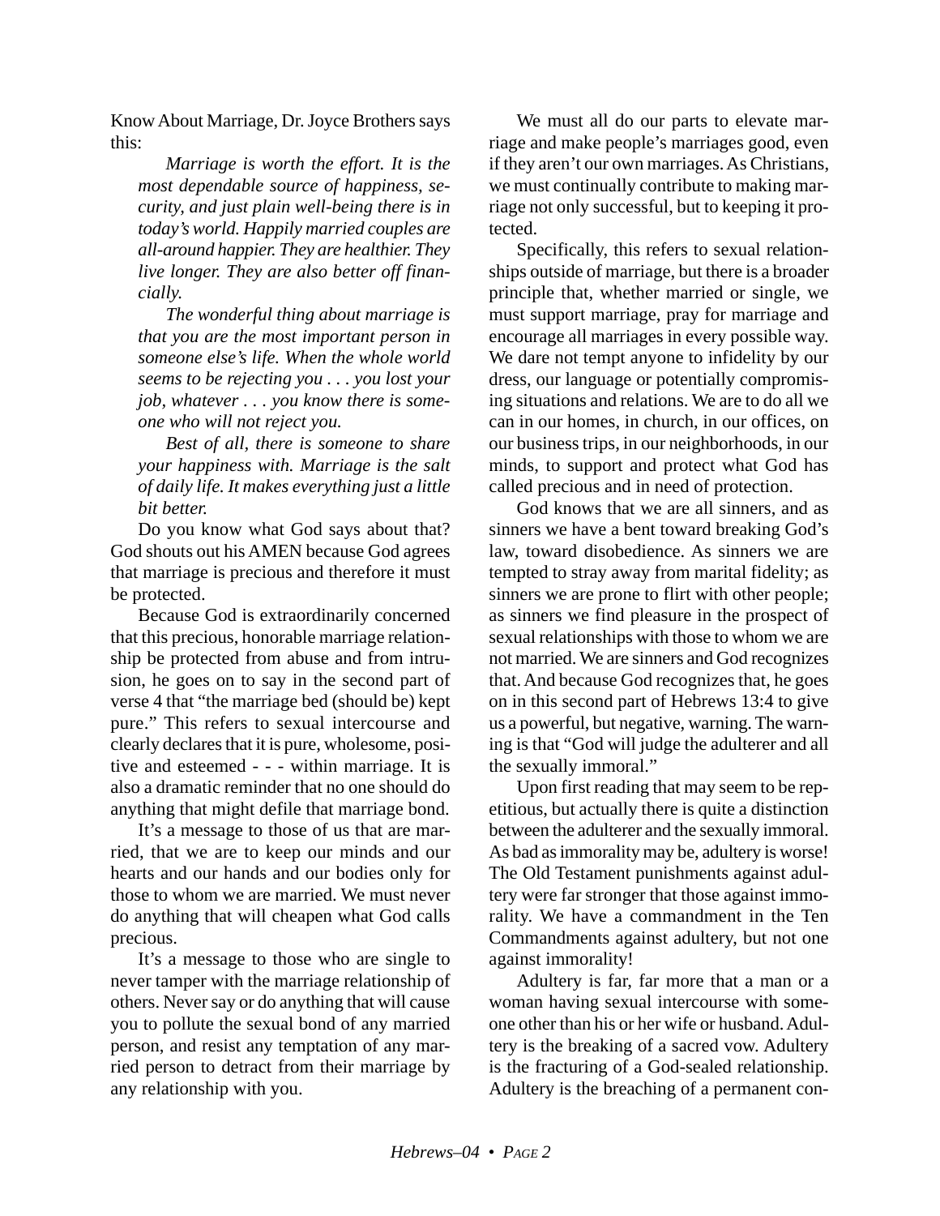Know About Marriage, Dr. Joyce Brothers says this:

> *Marriage is worth the effort. It is the most dependable source of happiness, security, and just plain well-being there is in today's world. Happily married couples are all-around happier. They are healthier. They live longer. They are also better off financially.*
>
> *The wonderful thing about marriage is that you are the most important person in someone else's life. When the whole world seems to be rejecting you . . . you lost your job, whatever . . . you know there is someone who will not reject you.*
>
> *Best of all, there is someone to share your happiness with. Marriage is the salt of daily life. It makes everything just a little bit better.*

Do you know what God says about that? God shouts out his AMEN because God agrees that marriage is precious and therefore it must be protected.

Because God is extraordinarily concerned that this precious, honorable marriage relationship be protected from abuse and from intrusion, he goes on to say in the second part of verse 4 that "the marriage bed (should be) kept pure." This refers to sexual intercourse and clearly declares that it is pure, wholesome, positive and esteemed - - - within marriage. It is also a dramatic reminder that no one should do anything that might defile that marriage bond.

It's a message to those of us that are married, that we are to keep our minds and our hearts and our hands and our bodies only for those to whom we are married. We must never do anything that will cheapen what God calls precious.

It's a message to those who are single to never tamper with the marriage relationship of others. Never say or do anything that will cause you to pollute the sexual bond of any married person, and resist any temptation of any married person to detract from their marriage by any relationship with you.

We must all do our parts to elevate marriage and make people's marriages good, even if they aren't our own marriages. As Christians, we must continually contribute to making marriage not only successful, but to keeping it protected.

Specifically, this refers to sexual relationships outside of marriage, but there is a broader principle that, whether married or single, we must support marriage, pray for marriage and encourage all marriages in every possible way. We dare not tempt anyone to infidelity by our dress, our language or potentially compromising situations and relations. We are to do all we can in our homes, in church, in our offices, on our business trips, in our neighborhoods, in our minds, to support and protect what God has called precious and in need of protection.

God knows that we are all sinners, and as sinners we have a bent toward breaking God's law, toward disobedience. As sinners we are tempted to stray away from marital fidelity; as sinners we are prone to flirt with other people; as sinners we find pleasure in the prospect of sexual relationships with those to whom we are not married. We are sinners and God recognizes that. And because God recognizes that, he goes on in this second part of Hebrews 13:4 to give us a powerful, but negative, warning. The warning is that "God will judge the adulterer and all the sexually immoral."

Upon first reading that may seem to be repetitious, but actually there is quite a distinction between the adulterer and the sexually immoral. As bad as immorality may be, adultery is worse! The Old Testament punishments against adultery were far stronger that those against immorality. We have a commandment in the Ten Commandments against adultery, but not one against immorality!

Adultery is far, far more that a man or a woman having sexual intercourse with someone other than his or her wife or husband. Adultery is the breaking of a sacred vow. Adultery is the fracturing of a God-sealed relationship. Adultery is the breaching of a permanent con-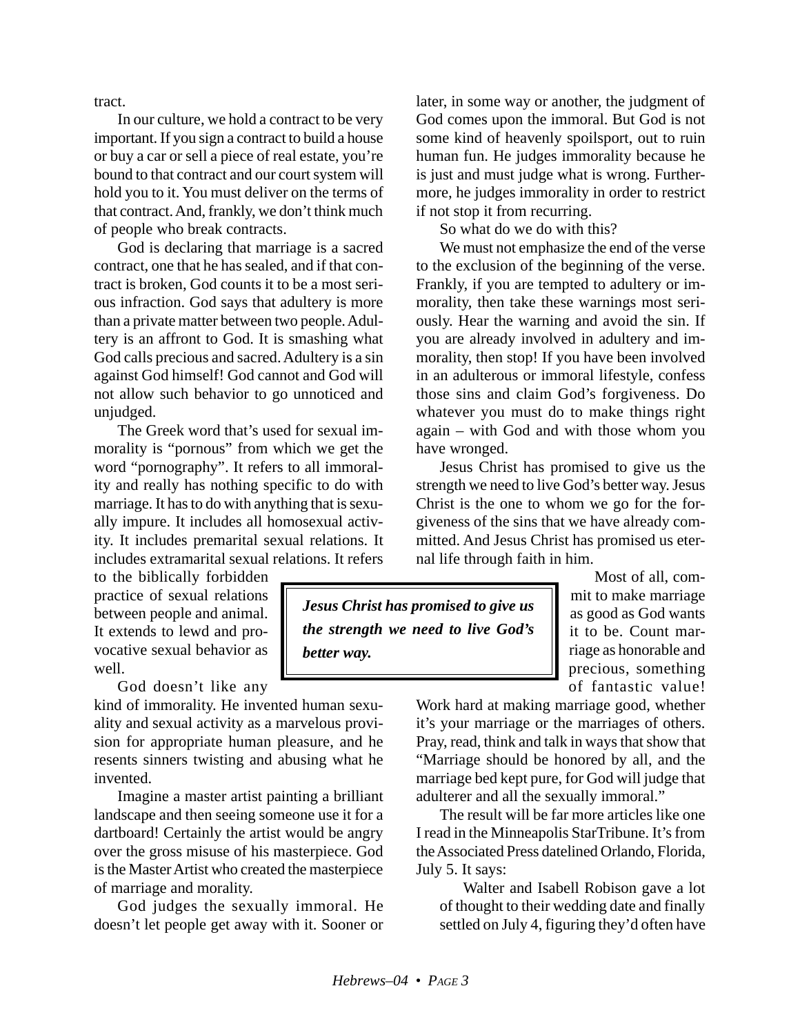tract.

In our culture, we hold a contract to be very important. If you sign a contract to build a house or buy a car or sell a piece of real estate, you're bound to that contract and our court system will hold you to it. You must deliver on the terms of that contract. And, frankly, we don't think much of people who break contracts.

God is declaring that marriage is a sacred contract, one that he has sealed, and if that contract is broken, God counts it to be a most serious infraction. God says that adultery is more than a private matter between two people. Adultery is an affront to God. It is smashing what God calls precious and sacred. Adultery is a sin against God himself! God cannot and God will not allow such behavior to go unnoticed and unjudged.

The Greek word that's used for sexual immorality is "pornous" from which we get the word "pornography". It refers to all immorality and really has nothing specific to do with marriage. It has to do with anything that is sexually impure. It includes all homosexual activity. It includes premarital sexual relations. It includes extramarital sexual relations. It refers to the biblically forbidden practice of sexual relations between people and animal. It extends to lewd and provocative sexual behavior as well.

God doesn't like any kind of immorality. He invented human sexuality and sexual activity as a marvelous provision for appropriate human pleasure, and he resents sinners twisting and abusing what he invented.

Imagine a master artist painting a brilliant landscape and then seeing someone use it for a dartboard! Certainly the artist would be angry over the gross misuse of his masterpiece. God is the Master Artist who created the masterpiece of marriage and morality.

God judges the sexually immoral. He doesn't let people get away with it. Sooner or later, in some way or another, the judgment of God comes upon the immoral. But God is not some kind of heavenly spoilsport, out to ruin human fun. He judges immorality because he is just and must judge what is wrong. Furthermore, he judges immorality in order to restrict if not stop it from recurring.

So what do we do with this?

We must not emphasize the end of the verse to the exclusion of the beginning of the verse. Frankly, if you are tempted to adultery or immorality, then take these warnings most seriously. Hear the warning and avoid the sin. If you are already involved in adultery and immorality, then stop! If you have been involved in an adulterous or immoral lifestyle, confess those sins and claim God's forgiveness. Do whatever you must do to make things right again – with God and with those whom you have wronged.

Jesus Christ has promised to give us the strength we need to live God's better way. Jesus Christ is the one to whom we go for the forgiveness of the sins that we have already committed. And Jesus Christ has promised us eternal life through faith in him.

> ***Jesus Christ has promised to give us the strength we need to live God's better way.***

Most of all, commit to make marriage as good as God wants it to be. Count marriage as honorable and precious, something of fantastic value! Work hard at making marriage good, whether it's your marriage or the marriages of others. Pray, read, think and talk in ways that show that "Marriage should be honored by all, and the marriage bed kept pure, for God will judge that adulterer and all the sexually immoral."

The result will be far more articles like one I read in the Minneapolis StarTribune. It's from the Associated Press datelined Orlando, Florida, July 5. It says:

> Walter and Isabell Robison gave a lot of thought to their wedding date and finally settled on July 4, figuring they'd often have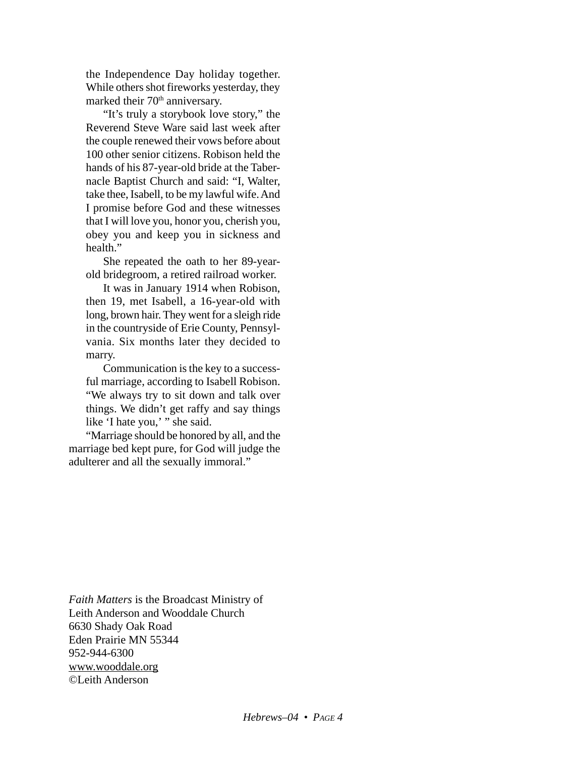the Independence Day holiday together. While others shot fireworks yesterday, they marked their 70th anniversary.

"It's truly a storybook love story," the Reverend Steve Ware said last week after the couple renewed their vows before about 100 other senior citizens. Robison held the hands of his 87-year-old bride at the Tabernacle Baptist Church and said: "I, Walter, take thee, Isabell, to be my lawful wife. And I promise before God and these witnesses that I will love you, honor you, cherish you, obey you and keep you in sickness and health."

She repeated the oath to her 89-year-old bridegroom, a retired railroad worker.

It was in January 1914 when Robison, then 19, met Isabell, a 16-year-old with long, brown hair. They went for a sleigh ride in the countryside of Erie County, Pennsylvania. Six months later they decided to marry.

Communication is the key to a successful marriage, according to Isabell Robison. "We always try to sit down and talk over things. We didn't get raffy and say things like 'I hate you,' " she said.

"Marriage should be honored by all, and the marriage bed kept pure, for God will judge the adulterer and all the sexually immoral."

*Faith Matters* is the Broadcast Ministry of
Leith Anderson and Wooddale Church
6630 Shady Oak Road
Eden Prairie MN 55344
952-944-6300
www.wooddale.org
©Leith Anderson